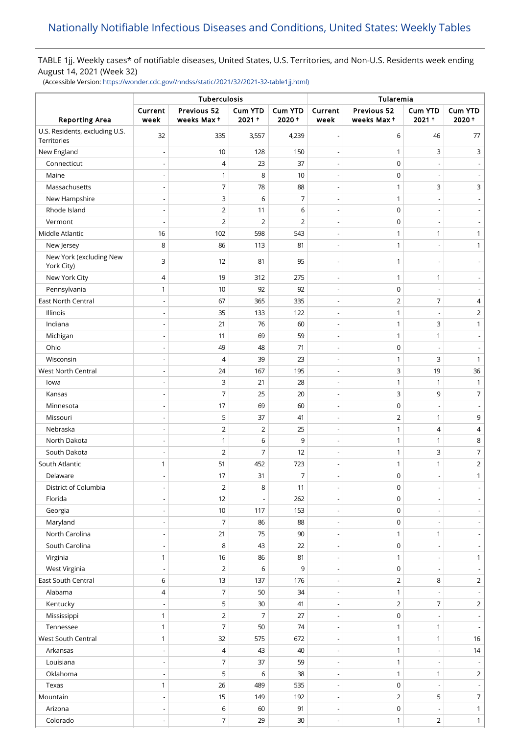# Nationally Notifiable Infectious Diseases and Conditions, United States: Weekly Tables

TABLE 1jj. Weekly cases* of notifiable diseases, United States, U.S. Territories, and Non-U.S. Residents week ending August 14, 2021 (Week 32)

(Accessible Version: https://wonder.cdc.gov//nndss/static/2021/32/2021-32-table1jj.html)

| | Tuberculosis | | | | Tularemia | | | |
|---|---|---|---|---|---|---|---|---|
| Reporting Area | Current week | Previous 52 weeks Max † | Cum YTD 2021 † | Cum YTD 2020 † | Current week | Previous 52 weeks Max † | Cum YTD 2021 † | Cum YTD 2020 † |
| U.S. Residents, excluding U.S. Territories | 32 | 335 | 3,557 | 4,239 | - | 6 | 46 | 77 |
| New England | - | 10 | 128 | 150 | - | 1 | 3 | 3 |
| Connecticut | - | 4 | 23 | 37 | - | 0 | - | - |
| Maine | - | 1 | 8 | 10 | - | 0 | - | - |
| Massachusetts | - | 7 | 78 | 88 | - | 1 | 3 | 3 |
| New Hampshire | - | 3 | 6 | 7 | - | 1 | - | - |
| Rhode Island | - | 2 | 11 | 6 | - | 0 | - | - |
| Vermont | - | 2 | 2 | 2 | - | 0 | - | - |
| Middle Atlantic | 16 | 102 | 598 | 543 | - | 1 | 1 | 1 |
| New Jersey | 8 | 86 | 113 | 81 | - | 1 | - | 1 |
| New York (excluding New York City) | 3 | 12 | 81 | 95 | - | 1 | - | - |
| New York City | 4 | 19 | 312 | 275 | - | 1 | 1 | - |
| Pennsylvania | 1 | 10 | 92 | 92 | - | 0 | - | - |
| East North Central | - | 67 | 365 | 335 | - | 2 | 7 | 4 |
| Illinois | - | 35 | 133 | 122 | - | 1 | - | 2 |
| Indiana | - | 21 | 76 | 60 | - | 1 | 3 | 1 |
| Michigan | - | 11 | 69 | 59 | - | 1 | 1 | - |
| Ohio | - | 49 | 48 | 71 | - | 0 | - | - |
| Wisconsin | - | 4 | 39 | 23 | - | 1 | 3 | 1 |
| West North Central | - | 24 | 167 | 195 | - | 3 | 19 | 36 |
| Iowa | - | 3 | 21 | 28 | - | 1 | 1 | 1 |
| Kansas | - | 7 | 25 | 20 | - | 3 | 9 | 7 |
| Minnesota | - | 17 | 69 | 60 | - | 0 | - | - |
| Missouri | - | 5 | 37 | 41 | - | 2 | 1 | 9 |
| Nebraska | - | 2 | 2 | 25 | - | 1 | 4 | 4 |
| North Dakota | - | 1 | 6 | 9 | - | 1 | 1 | 8 |
| South Dakota | - | 2 | 7 | 12 | - | 1 | 3 | 7 |
| South Atlantic | 1 | 51 | 452 | 723 | - | 1 | 1 | 2 |
| Delaware | - | 17 | 31 | 7 | - | 0 | - | 1 |
| District of Columbia | - | 2 | 8 | 11 | - | 0 | - | - |
| Florida | - | 12 | - | 262 | - | 0 | - | - |
| Georgia | - | 10 | 117 | 153 | - | 0 | - | - |
| Maryland | - | 7 | 86 | 88 | - | 0 | - | - |
| North Carolina | - | 21 | 75 | 90 | - | 1 | 1 | - |
| South Carolina | - | 8 | 43 | 22 | - | 0 | - | - |
| Virginia | 1 | 16 | 86 | 81 | - | 1 | - | 1 |
| West Virginia | - | 2 | 6 | 9 | - | 0 | - | - |
| East South Central | 6 | 13 | 137 | 176 | - | 2 | 8 | 2 |
| Alabama | 4 | 7 | 50 | 34 | - | 1 | - | - |
| Kentucky | - | 5 | 30 | 41 | - | 2 | 7 | 2 |
| Mississippi | 1 | 2 | 7 | 27 | - | 0 | - | - |
| Tennessee | 1 | 7 | 50 | 74 | - | 1 | 1 | - |
| West South Central | 1 | 32 | 575 | 672 | - | 1 | 1 | 16 |
| Arkansas | - | 4 | 43 | 40 | - | 1 | - | 14 |
| Louisiana | - | 7 | 37 | 59 | - | 1 | - | - |
| Oklahoma | - | 5 | 6 | 38 | - | 1 | 1 | 2 |
| Texas | 1 | 26 | 489 | 535 | - | 0 | - | - |
| Mountain | - | 15 | 149 | 192 | - | 2 | 5 | 7 |
| Arizona | - | 6 | 60 | 91 | - | 0 | - | 1 |
| Colorado | - | 7 | 29 | 30 | - | 1 | 2 | 1 |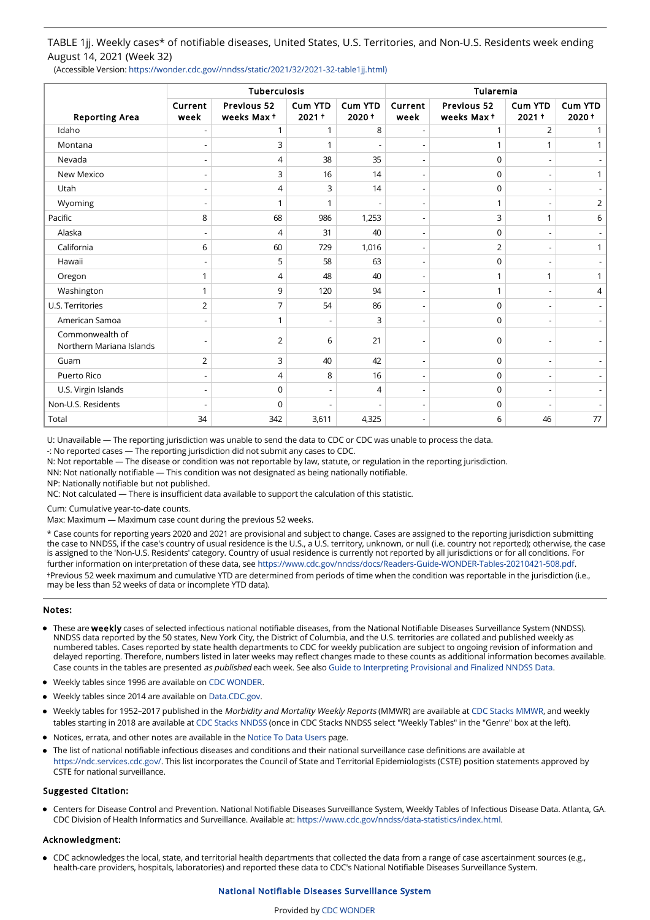TABLE 1jj. Weekly cases* of notifiable diseases, United States, U.S. Territories, and Non-U.S. Residents week ending August 14, 2021 (Week 32)

(Accessible Version: https://wonder.cdc.gov//nndss/static/2021/32/2021-32-table1jj.html)

| | Tuberculosis | | | | Tularemia | | | |
|---|---|---|---|---|---|---|---|---|
| Reporting Area | Current week | Previous 52 weeks Max † | Cum YTD 2021 † | Cum YTD 2020 † | Current week | Previous 52 weeks Max † | Cum YTD 2021 † | Cum YTD 2020 † |
| Idaho | - | 1 | 1 | 8 | - | 1 | 2 | 1 |
| Montana | - | 3 | 1 | - | - | 1 | 1 | 1 |
| Nevada | - | 4 | 38 | 35 | - | 0 | - | - |
| New Mexico | - | 3 | 16 | 14 | - | 0 | - | 1 |
| Utah | - | 4 | 3 | 14 | - | 0 | - | - |
| Wyoming | - | 1 | 1 | - | - | 1 | - | 2 |
| Pacific | 8 | 68 | 986 | 1,253 | - | 3 | 1 | 6 |
| Alaska | - | 4 | 31 | 40 | - | 0 | - | - |
| California | 6 | 60 | 729 | 1,016 | - | 2 | - | 1 |
| Hawaii | - | 5 | 58 | 63 | - | 0 | - | - |
| Oregon | 1 | 4 | 48 | 40 | - | 1 | 1 | 1 |
| Washington | 1 | 9 | 120 | 94 | - | 1 | - | 4 |
| U.S. Territories | 2 | 7 | 54 | 86 | - | 0 | - | - |
| American Samoa | - | 1 | - | 3 | - | 0 | - | - |
| Commonwealth of Northern Mariana Islands | - | 2 | 6 | 21 | - | 0 | - | - |
| Guam | 2 | 3 | 40 | 42 | - | 0 | - | - |
| Puerto Rico | - | 4 | 8 | 16 | - | 0 | - | - |
| U.S. Virgin Islands | - | 0 | - | 4 | - | 0 | - | - |
| Non-U.S. Residents | - | 0 | - | - | - | 0 | - | - |
| Total | 34 | 342 | 3,611 | 4,325 | - | 6 | 46 | 77 |

U: Unavailable — The reporting jurisdiction was unable to send the data to CDC or CDC was unable to process the data.

-: No reported cases — The reporting jurisdiction did not submit any cases to CDC.

N: Not reportable — The disease or condition was not reportable by law, statute, or regulation in the reporting jurisdiction.

NN: Not nationally notifiable — This condition was not designated as being nationally notifiable.

NP: Nationally notifiable but not published.

NC: Not calculated — There is insufficient data available to support the calculation of this statistic.

Cum: Cumulative year-to-date counts.

Max: Maximum — Maximum case count during the previous 52 weeks.

* Case counts for reporting years 2020 and 2021 are provisional and subject to change. Cases are assigned to the reporting jurisdiction submitting the case to NNDSS, if the case's country of usual residence is the U.S., a U.S. territory, unknown, or null (i.e. country not reported); otherwise, the case is assigned to the 'Non-U.S. Residents' category. Country of usual residence is currently not reported by all jurisdictions or for all conditions. For further information on interpretation of these data, see https://www.cdc.gov/nndss/docs/Readers-Guide-WONDER-Tables-20210421-508.pdf.

†Previous 52 week maximum and cumulative YTD are determined from periods of time when the condition was reportable in the jurisdiction (i.e., may be less than 52 weeks of data or incomplete YTD data).

### Notes:

- These are **weekly** cases of selected infectious national notifiable diseases, from the National Notifiable Diseases Surveillance System (NNDSS). NNDSS data reported by the 50 states, New York City, the District of Columbia, and the U.S. territories are collated and published weekly as numbered tables. Cases reported by state health departments to CDC for weekly publication are subject to ongoing revision of information and delayed reporting. Therefore, numbers listed in later weeks may reflect changes made to these counts as additional information becomes available. Case counts in the tables are presented *as published* each week. See also Guide to Interpreting Provisional and Finalized NNDSS Data.
- Weekly tables since 1996 are available on CDC WONDER.
- Weekly tables since 2014 are available on Data.CDC.gov.
- Weekly tables for 1952–2017 published in the *Morbidity and Mortality Weekly Reports* (MMWR) are available at CDC Stacks MMWR, and weekly tables starting in 2018 are available at CDC Stacks NNDSS (once in CDC Stacks NNDSS select "Weekly Tables" in the "Genre" box at the left).
- Notices, errata, and other notes are available in the Notice To Data Users page.
- The list of national notifiable infectious diseases and conditions and their national surveillance case definitions are available at https://ndc.services.cdc.gov/. This list incorporates the Council of State and Territorial Epidemiologists (CSTE) position statements approved by CSTE for national surveillance.

### Suggested Citation:

- Centers for Disease Control and Prevention. National Notifiable Diseases Surveillance System, Weekly Tables of Infectious Disease Data. Atlanta, GA. CDC Division of Health Informatics and Surveillance. Available at: https://www.cdc.gov/nndss/data-statistics/index.html.

### Acknowledgment:

- CDC acknowledges the local, state, and territorial health departments that collected the data from a range of case ascertainment sources (e.g., health-care providers, hospitals, laboratories) and reported these data to CDC's National Notifiable Diseases Surveillance System.

National Notifiable Diseases Surveillance System

Provided by CDC WONDER